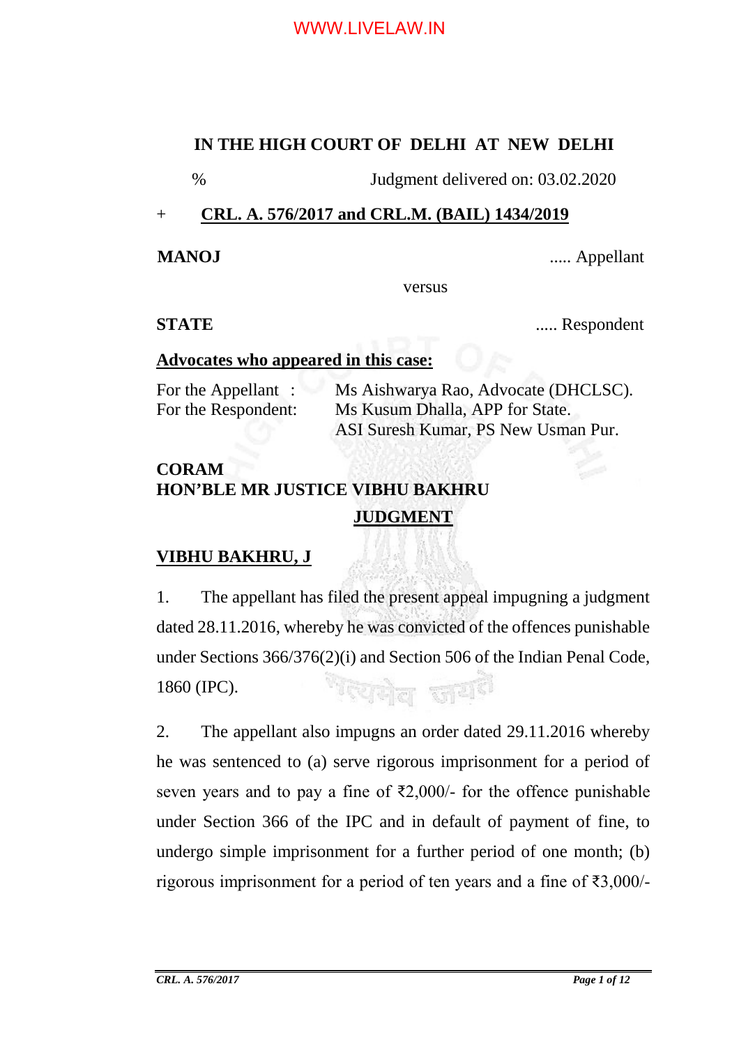**IN THE HIGH COURT OF DELHI AT NEW DELHI**

% Judgment delivered on: 03.02.2020

+ **CRL. A. 576/2017 and CRL.M. (BAIL) 1434/2019**

**MANOJ** ..... Appellant

versus

**STATE** ..... Respondent

**Advocates who appeared in this case:**

For the Appellant : Ms Aishwarya Rao, Advocate (DHCLSC).
For the Respondent: Ms Kusum Dhalla, APP for State.
ASI Suresh Kumar, PS New Usman Pur.

**CORAM**
**HON'BLE MR JUSTICE VIBHU BAKHRU**

**JUDGMENT**

**VIBHU BAKHRU, J**

1. The appellant has filed the present appeal impugning a judgment dated 28.11.2016, whereby he was convicted of the offences punishable under Sections 366/376(2)(i) and Section 506 of the Indian Penal Code, 1860 (IPC).

2. The appellant also impugns an order dated 29.11.2016 whereby he was sentenced to (a) serve rigorous imprisonment for a period of seven years and to pay a fine of ₹2,000/- for the offence punishable under Section 366 of the IPC and in default of payment of fine, to undergo simple imprisonment for a further period of one month; (b) rigorous imprisonment for a period of ten years and a fine of ₹3,000/-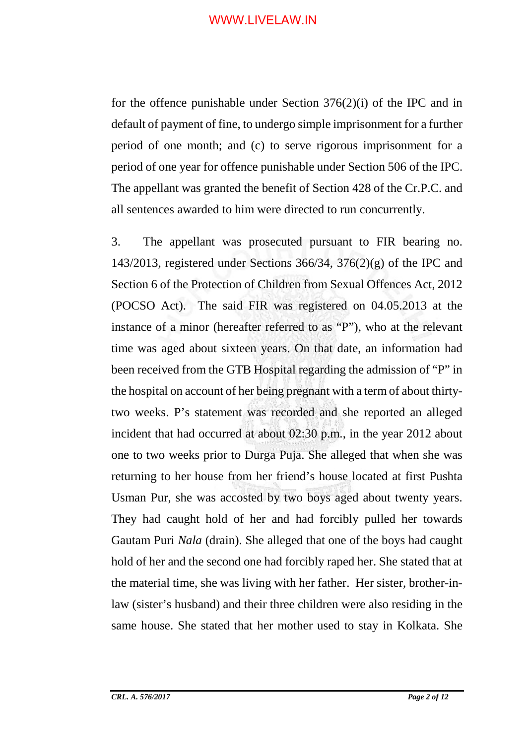for the offence punishable under Section 376(2)(i) of the IPC and in default of payment of fine, to undergo simple imprisonment for a further period of one month; and (c) to serve rigorous imprisonment for a period of one year for offence punishable under Section 506 of the IPC. The appellant was granted the benefit of Section 428 of the Cr.P.C. and all sentences awarded to him were directed to run concurrently.

3. The appellant was prosecuted pursuant to FIR bearing no. 143/2013, registered under Sections 366/34, 376(2)(g) of the IPC and Section 6 of the Protection of Children from Sexual Offences Act, 2012 (POCSO Act). The said FIR was registered on 04.05.2013 at the instance of a minor (hereafter referred to as "P"), who at the relevant time was aged about sixteen years. On that date, an information had been received from the GTB Hospital regarding the admission of "P" in the hospital on account of her being pregnant with a term of about thirty-two weeks. P's statement was recorded and she reported an alleged incident that had occurred at about 02:30 p.m., in the year 2012 about one to two weeks prior to Durga Puja. She alleged that when she was returning to her house from her friend's house located at first Pushta Usman Pur, she was accosted by two boys aged about twenty years. They had caught hold of her and had forcibly pulled her towards Gautam Puri *Nala* (drain). She alleged that one of the boys had caught hold of her and the second one had forcibly raped her. She stated that at the material time, she was living with her father. Her sister, brother-in-law (sister's husband) and their three children were also residing in the same house. She stated that her mother used to stay in Kolkata. She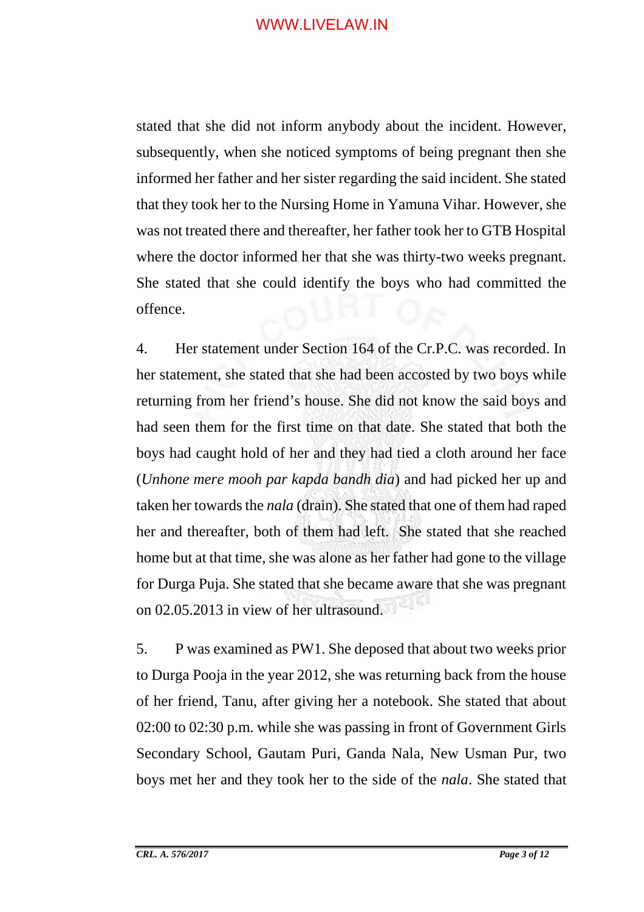stated that she did not inform anybody about the incident. However, subsequently, when she noticed symptoms of being pregnant then she informed her father and her sister regarding the said incident. She stated that they took her to the Nursing Home in Yamuna Vihar. However, she was not treated there and thereafter, her father took her to GTB Hospital where the doctor informed her that she was thirty-two weeks pregnant. She stated that she could identify the boys who had committed the offence.

4. Her statement under Section 164 of the Cr.P.C. was recorded. In her statement, she stated that she had been accosted by two boys while returning from her friend's house. She did not know the said boys and had seen them for the first time on that date. She stated that both the boys had caught hold of her and they had tied a cloth around her face (*Unhone mere mooh par kapda bandh dia*) and had picked her up and taken her towards the *nala* (drain). She stated that one of them had raped her and thereafter, both of them had left. She stated that she reached home but at that time, she was alone as her father had gone to the village for Durga Puja. She stated that she became aware that she was pregnant on 02.05.2013 in view of her ultrasound.

5. P was examined as PW1. She deposed that about two weeks prior to Durga Pooja in the year 2012, she was returning back from the house of her friend, Tanu, after giving her a notebook. She stated that about 02:00 to 02:30 p.m. while she was passing in front of Government Girls Secondary School, Gautam Puri, Ganda Nala, New Usman Pur, two boys met her and they took her to the side of the *nala*. She stated that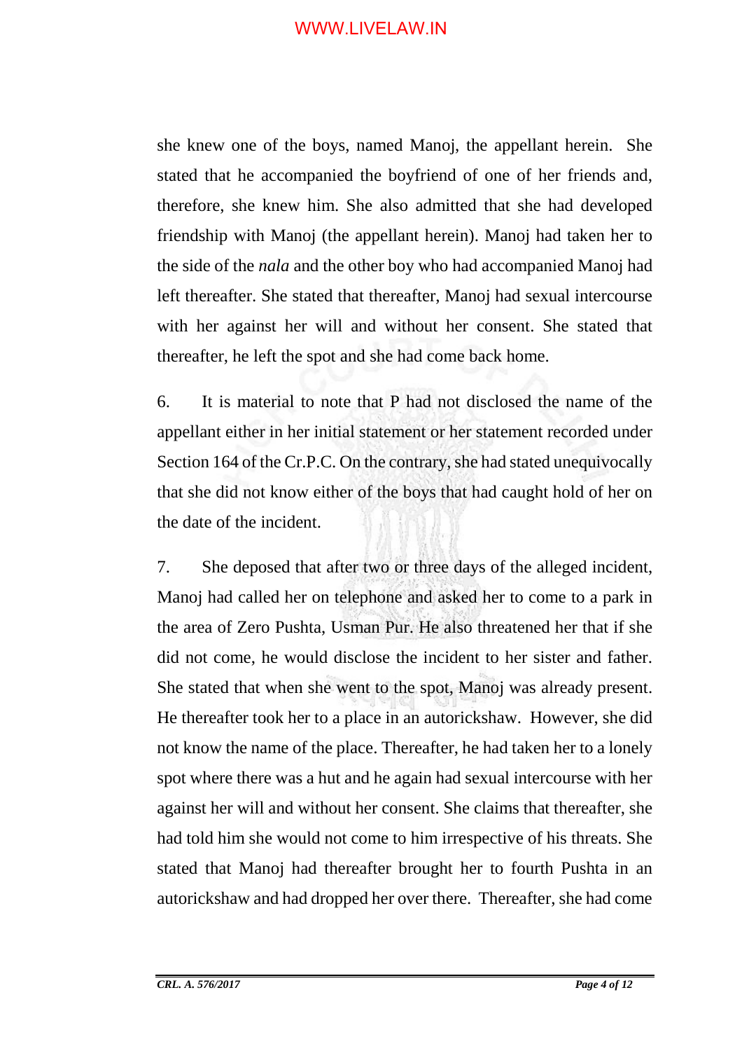she knew one of the boys, named Manoj, the appellant herein. She stated that he accompanied the boyfriend of one of her friends and, therefore, she knew him. She also admitted that she had developed friendship with Manoj (the appellant herein). Manoj had taken her to the side of the *nala* and the other boy who had accompanied Manoj had left thereafter. She stated that thereafter, Manoj had sexual intercourse with her against her will and without her consent. She stated that thereafter, he left the spot and she had come back home.

6. It is material to note that P had not disclosed the name of the appellant either in her initial statement or her statement recorded under Section 164 of the Cr.P.C. On the contrary, she had stated unequivocally that she did not know either of the boys that had caught hold of her on the date of the incident.

7. She deposed that after two or three days of the alleged incident, Manoj had called her on telephone and asked her to come to a park in the area of Zero Pushta, Usman Pur. He also threatened her that if she did not come, he would disclose the incident to her sister and father. She stated that when she went to the spot, Manoj was already present. He thereafter took her to a place in an autorickshaw. However, she did not know the name of the place. Thereafter, he had taken her to a lonely spot where there was a hut and he again had sexual intercourse with her against her will and without her consent. She claims that thereafter, she had told him she would not come to him irrespective of his threats. She stated that Manoj had thereafter brought her to fourth Pushta in an autorickshaw and had dropped her over there. Thereafter, she had come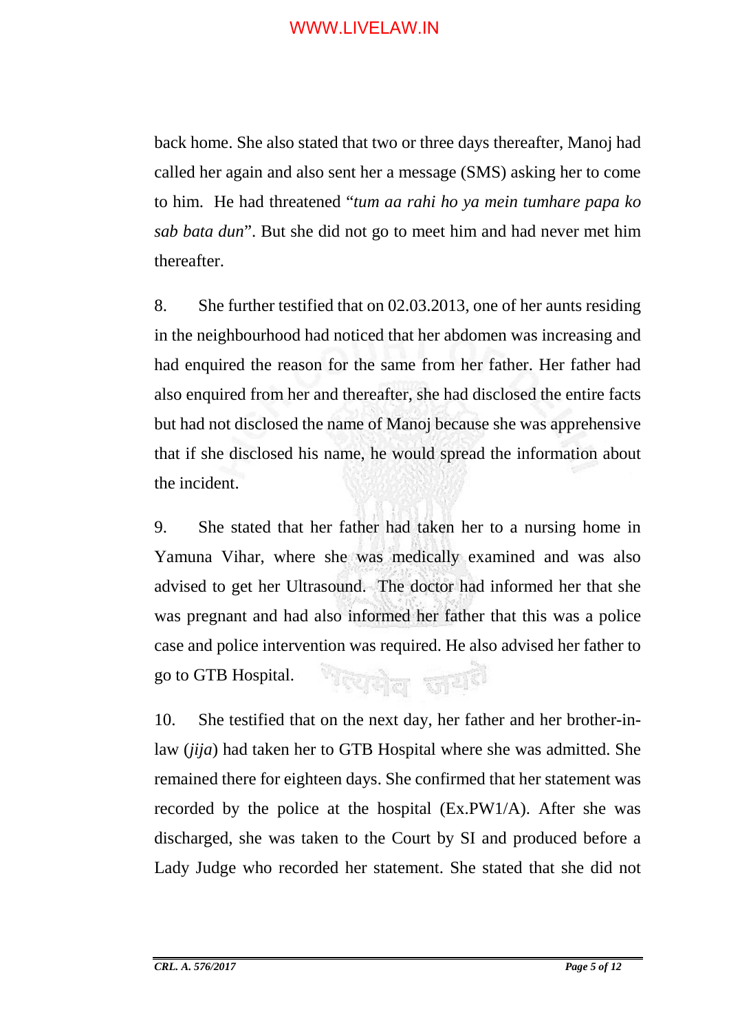back home. She also stated that two or three days thereafter, Manoj had called her again and also sent her a message (SMS) asking her to come to him. He had threatened "*tum aa rahi ho ya mein tumhare papa ko sab bata dun*". But she did not go to meet him and had never met him thereafter.

8. She further testified that on 02.03.2013, one of her aunts residing in the neighbourhood had noticed that her abdomen was increasing and had enquired the reason for the same from her father. Her father had also enquired from her and thereafter, she had disclosed the entire facts but had not disclosed the name of Manoj because she was apprehensive that if she disclosed his name, he would spread the information about the incident.

9. She stated that her father had taken her to a nursing home in Yamuna Vihar, where she was medically examined and was also advised to get her Ultrasound. The doctor had informed her that she was pregnant and had also informed her father that this was a police case and police intervention was required. He also advised her father to go to GTB Hospital.

10. She testified that on the next day, her father and her brother-in-law (*jija*) had taken her to GTB Hospital where she was admitted. She remained there for eighteen days. She confirmed that her statement was recorded by the police at the hospital (Ex.PW1/A). After she was discharged, she was taken to the Court by SI and produced before a Lady Judge who recorded her statement. She stated that she did not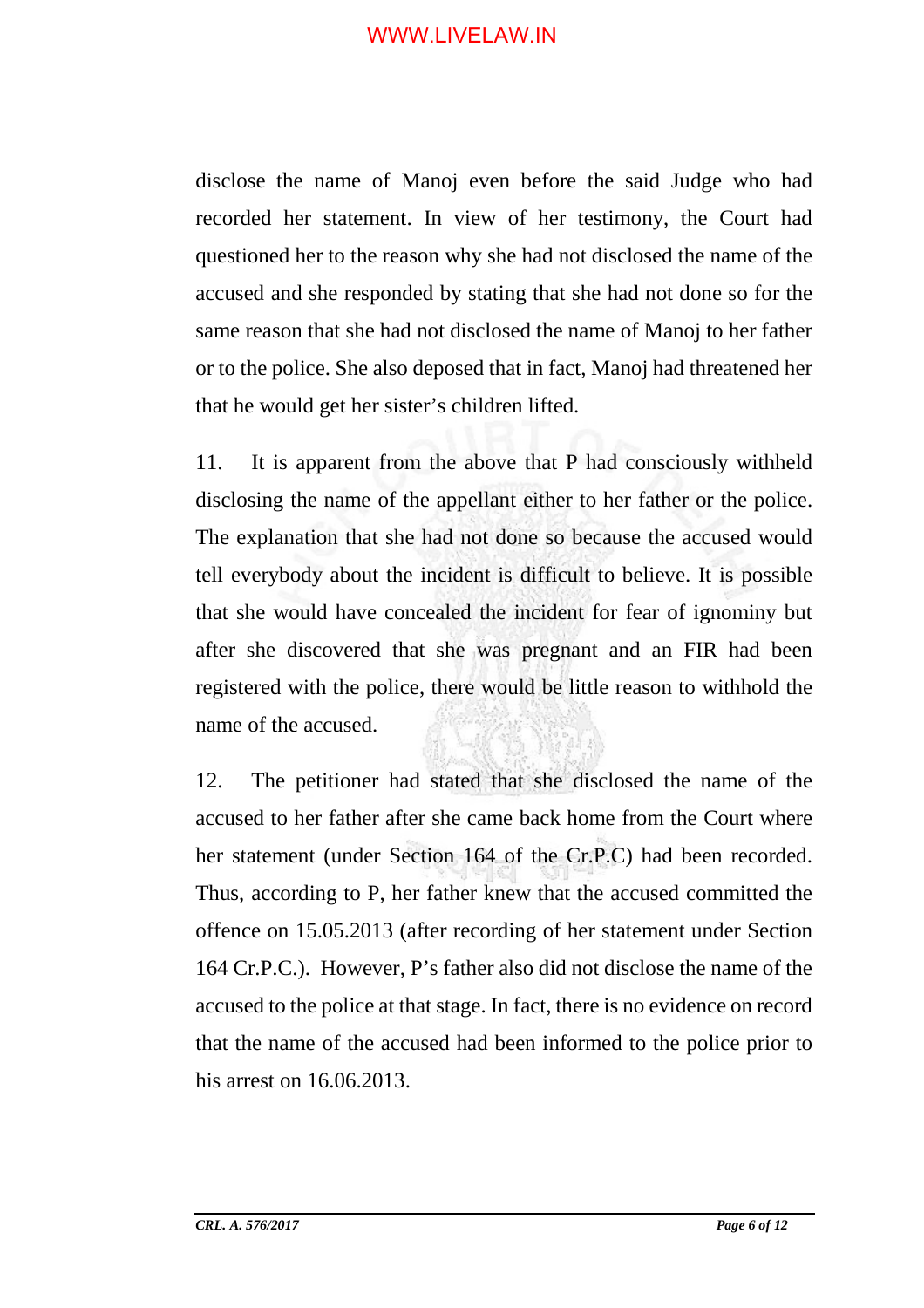disclose the name of Manoj even before the said Judge who had recorded her statement. In view of her testimony, the Court had questioned her to the reason why she had not disclosed the name of the accused and she responded by stating that she had not done so for the same reason that she had not disclosed the name of Manoj to her father or to the police. She also deposed that in fact, Manoj had threatened her that he would get her sister's children lifted.

11. It is apparent from the above that P had consciously withheld disclosing the name of the appellant either to her father or the police. The explanation that she had not done so because the accused would tell everybody about the incident is difficult to believe. It is possible that she would have concealed the incident for fear of ignominy but after she discovered that she was pregnant and an FIR had been registered with the police, there would be little reason to withhold the name of the accused.

12. The petitioner had stated that she disclosed the name of the accused to her father after she came back home from the Court where her statement (under Section 164 of the Cr.P.C) had been recorded. Thus, according to P, her father knew that the accused committed the offence on 15.05.2013 (after recording of her statement under Section 164 Cr.P.C.). However, P's father also did not disclose the name of the accused to the police at that stage. In fact, there is no evidence on record that the name of the accused had been informed to the police prior to his arrest on 16.06.2013.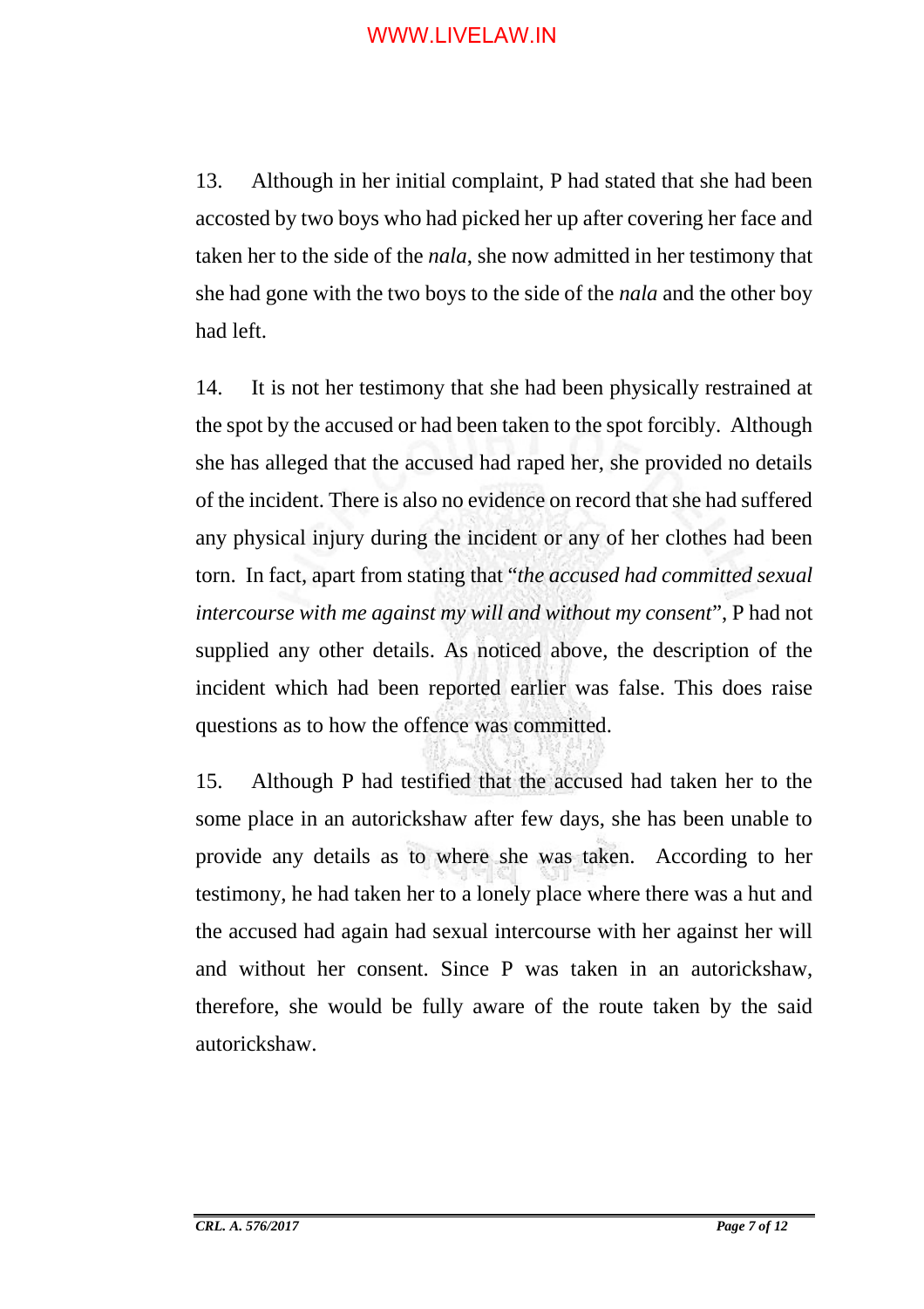13. Although in her initial complaint, P had stated that she had been accosted by two boys who had picked her up after covering her face and taken her to the side of the *nala*, she now admitted in her testimony that she had gone with the two boys to the side of the *nala* and the other boy had left.

14. It is not her testimony that she had been physically restrained at the spot by the accused or had been taken to the spot forcibly. Although she has alleged that the accused had raped her, she provided no details of the incident. There is also no evidence on record that she had suffered any physical injury during the incident or any of her clothes had been torn. In fact, apart from stating that "*the accused had committed sexual intercourse with me against my will and without my consent*", P had not supplied any other details. As noticed above, the description of the incident which had been reported earlier was false. This does raise questions as to how the offence was committed.

15. Although P had testified that the accused had taken her to the some place in an autorickshaw after few days, she has been unable to provide any details as to where she was taken. According to her testimony, he had taken her to a lonely place where there was a hut and the accused had again had sexual intercourse with her against her will and without her consent. Since P was taken in an autorickshaw, therefore, she would be fully aware of the route taken by the said autorickshaw.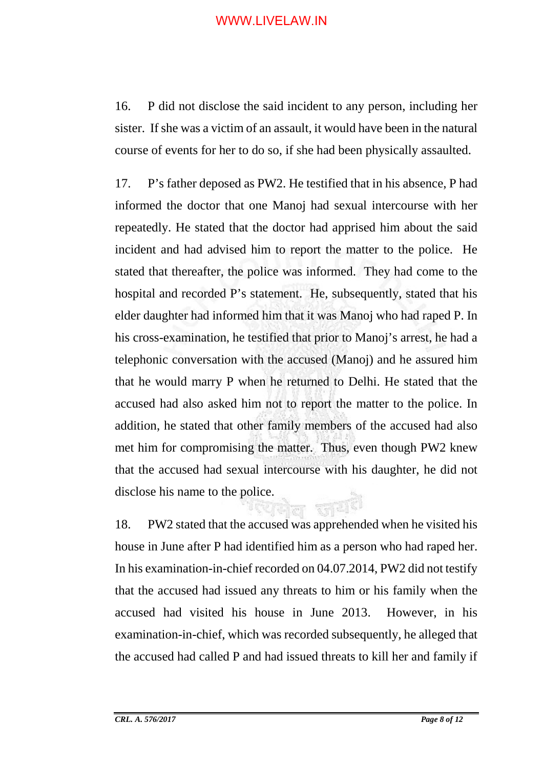16. P did not disclose the said incident to any person, including her sister. If she was a victim of an assault, it would have been in the natural course of events for her to do so, if she had been physically assaulted.

17. P's father deposed as PW2. He testified that in his absence, P had informed the doctor that one Manoj had sexual intercourse with her repeatedly. He stated that the doctor had apprised him about the said incident and had advised him to report the matter to the police. He stated that thereafter, the police was informed. They had come to the hospital and recorded P's statement. He, subsequently, stated that his elder daughter had informed him that it was Manoj who had raped P. In his cross-examination, he testified that prior to Manoj's arrest, he had a telephonic conversation with the accused (Manoj) and he assured him that he would marry P when he returned to Delhi. He stated that the accused had also asked him not to report the matter to the police. In addition, he stated that other family members of the accused had also met him for compromising the matter. Thus, even though PW2 knew that the accused had sexual intercourse with his daughter, he did not disclose his name to the police.

18. PW2 stated that the accused was apprehended when he visited his house in June after P had identified him as a person who had raped her. In his examination-in-chief recorded on 04.07.2014, PW2 did not testify that the accused had issued any threats to him or his family when the accused had visited his house in June 2013. However, in his examination-in-chief, which was recorded subsequently, he alleged that the accused had called P and had issued threats to kill her and family if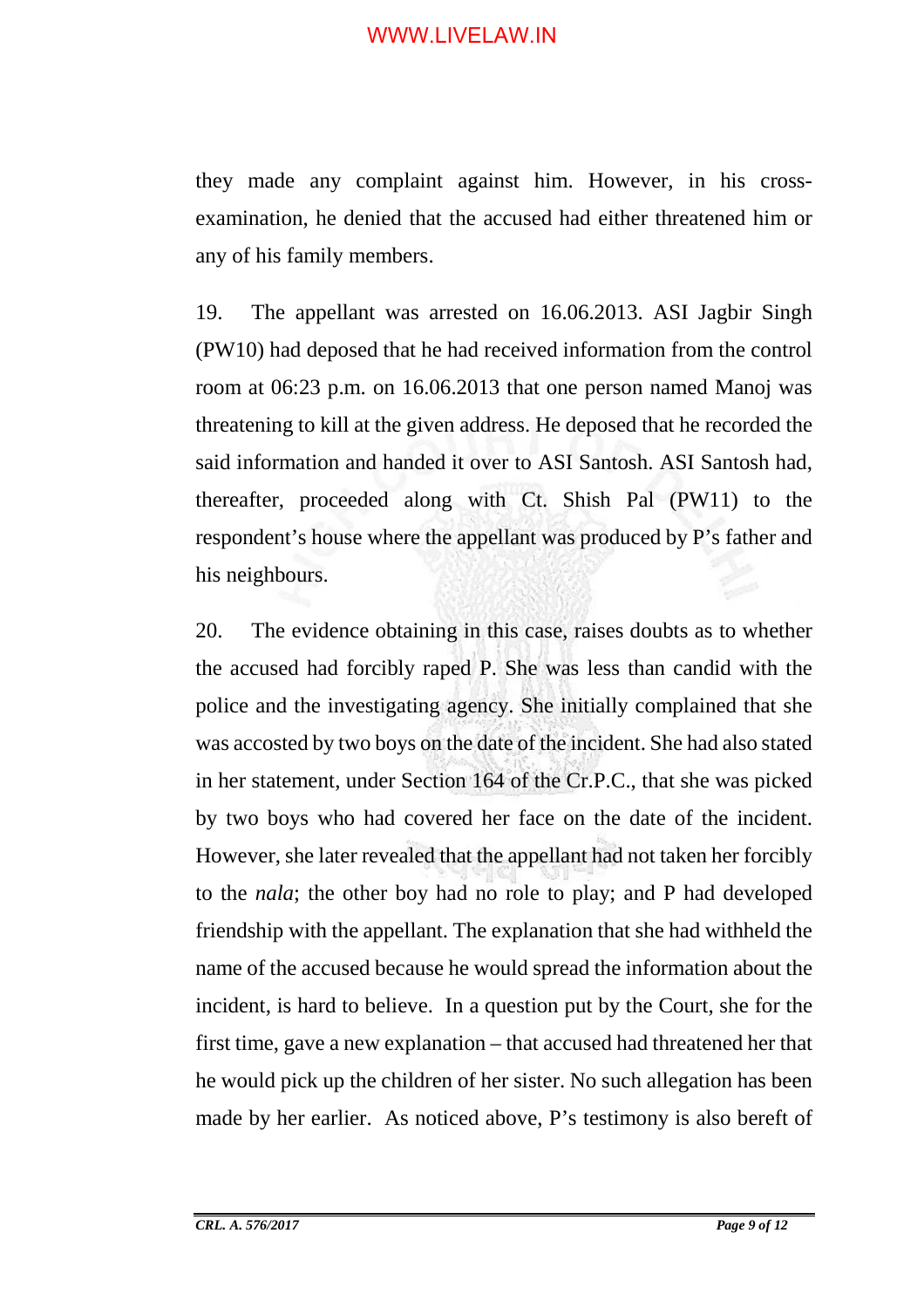they made any complaint against him. However, in his cross-examination, he denied that the accused had either threatened him or any of his family members.

19. The appellant was arrested on 16.06.2013. ASI Jagbir Singh (PW10) had deposed that he had received information from the control room at 06:23 p.m. on 16.06.2013 that one person named Manoj was threatening to kill at the given address. He deposed that he recorded the said information and handed it over to ASI Santosh. ASI Santosh had, thereafter, proceeded along with Ct. Shish Pal (PW11) to the respondent's house where the appellant was produced by P's father and his neighbours.

20. The evidence obtaining in this case, raises doubts as to whether the accused had forcibly raped P. She was less than candid with the police and the investigating agency. She initially complained that she was accosted by two boys on the date of the incident. She had also stated in her statement, under Section 164 of the Cr.P.C., that she was picked by two boys who had covered her face on the date of the incident. However, she later revealed that the appellant had not taken her forcibly to the *nala*; the other boy had no role to play; and P had developed friendship with the appellant. The explanation that she had withheld the name of the accused because he would spread the information about the incident, is hard to believe. In a question put by the Court, she for the first time, gave a new explanation – that accused had threatened her that he would pick up the children of her sister. No such allegation has been made by her earlier. As noticed above, P's testimony is also bereft of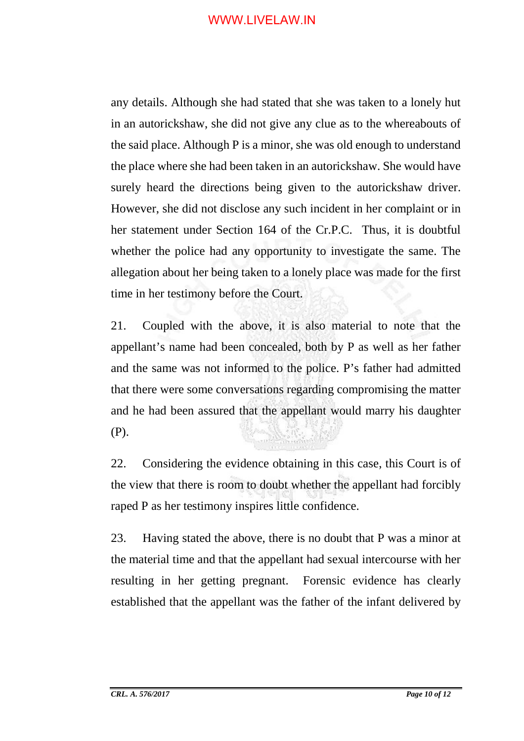any details. Although she had stated that she was taken to a lonely hut in an autorickshaw, she did not give any clue as to the whereabouts of the said place. Although P is a minor, she was old enough to understand the place where she had been taken in an autorickshaw. She would have surely heard the directions being given to the autorickshaw driver. However, she did not disclose any such incident in her complaint or in her statement under Section 164 of the Cr.P.C. Thus, it is doubtful whether the police had any opportunity to investigate the same. The allegation about her being taken to a lonely place was made for the first time in her testimony before the Court.

21. Coupled with the above, it is also material to note that the appellant's name had been concealed, both by P as well as her father and the same was not informed to the police. P's father had admitted that there were some conversations regarding compromising the matter and he had been assured that the appellant would marry his daughter (P).

22. Considering the evidence obtaining in this case, this Court is of the view that there is room to doubt whether the appellant had forcibly raped P as her testimony inspires little confidence.

23. Having stated the above, there is no doubt that P was a minor at the material time and that the appellant had sexual intercourse with her resulting in her getting pregnant. Forensic evidence has clearly established that the appellant was the father of the infant delivered by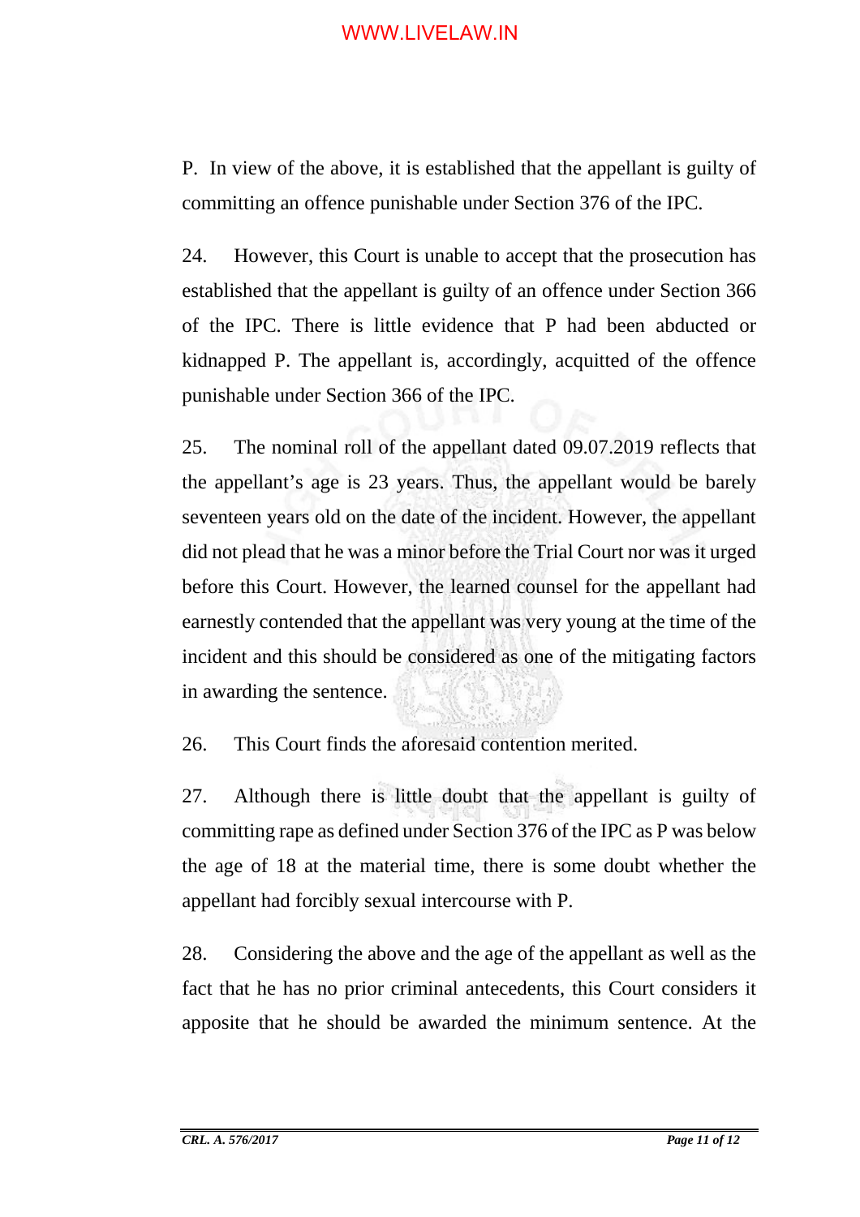P. In view of the above, it is established that the appellant is guilty of committing an offence punishable under Section 376 of the IPC.

24. However, this Court is unable to accept that the prosecution has established that the appellant is guilty of an offence under Section 366 of the IPC. There is little evidence that P had been abducted or kidnapped P. The appellant is, accordingly, acquitted of the offence punishable under Section 366 of the IPC.

25. The nominal roll of the appellant dated 09.07.2019 reflects that the appellant's age is 23 years. Thus, the appellant would be barely seventeen years old on the date of the incident. However, the appellant did not plead that he was a minor before the Trial Court nor was it urged before this Court. However, the learned counsel for the appellant had earnestly contended that the appellant was very young at the time of the incident and this should be considered as one of the mitigating factors in awarding the sentence.

26. This Court finds the aforesaid contention merited.

27. Although there is little doubt that the appellant is guilty of committing rape as defined under Section 376 of the IPC as P was below the age of 18 at the material time, there is some doubt whether the appellant had forcibly sexual intercourse with P.

28. Considering the above and the age of the appellant as well as the fact that he has no prior criminal antecedents, this Court considers it apposite that he should be awarded the minimum sentence. At the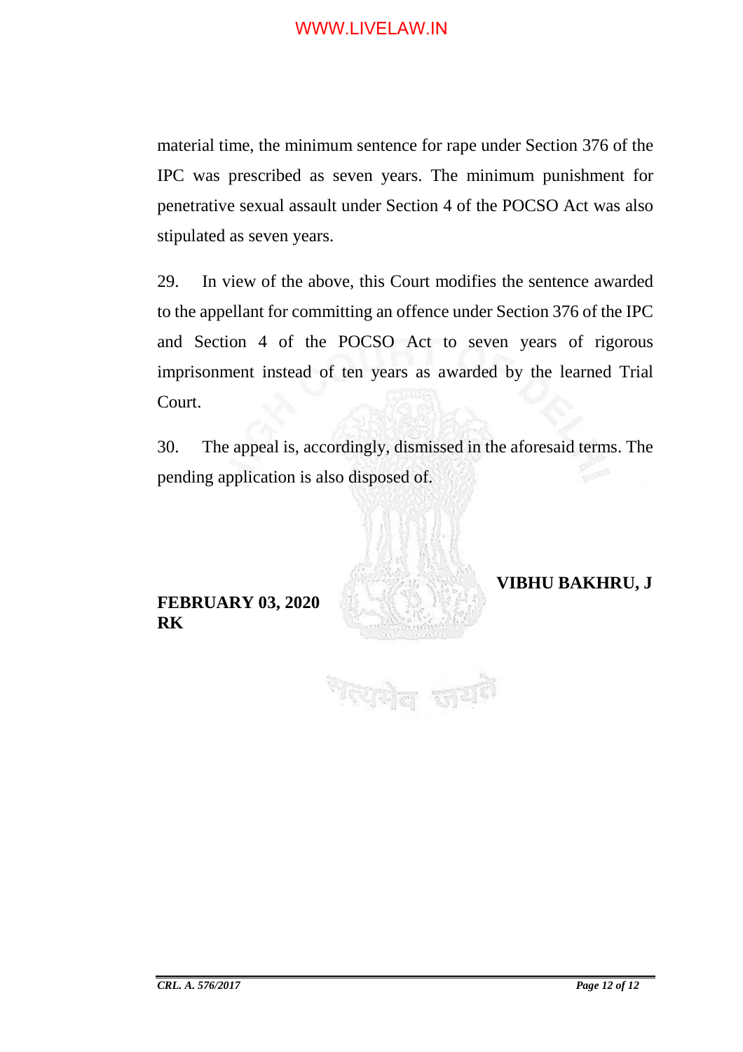material time, the minimum sentence for rape under Section 376 of the IPC was prescribed as seven years. The minimum punishment for penetrative sexual assault under Section 4 of the POCSO Act was also stipulated as seven years.

29. In view of the above, this Court modifies the sentence awarded to the appellant for committing an offence under Section 376 of the IPC and Section 4 of the POCSO Act to seven years of rigorous imprisonment instead of ten years as awarded by the learned Trial Court.

30. The appeal is, accordingly, dismissed in the aforesaid terms. The pending application is also disposed of.

**VIBHU BAKHRU, J**

**FEBRUARY 03, 2020**
**RK**